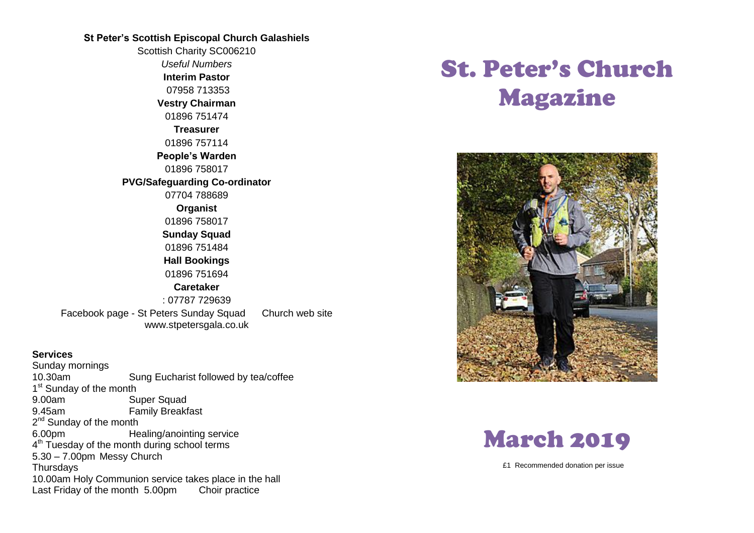**St Peter's Scottish Episcopal Church Galashiels**

Scottish Charity SC006210

*Useful Numbers*

**Interim Pastor**
07958 713353

**Vestry Chairman**
01896 751474

**Treasurer**
01896 757114

**People's Warden**
01896 758017

**PVG/Safeguarding Co-ordinator**
07704 788689

**Organist**
01896 758017

**Sunday Squad**
01896 751484

**Hall Bookings**
01896 751694

**Caretaker**
: 07787 729639

Facebook page - St Peters Sunday Squad    Church web site www.stpetersgala.co.uk

**Services**

Sunday mornings
10.30am    Sung Eucharist followed by tea/coffee

1st Sunday of the month
9.00am    Super Squad
9.45am    Family Breakfast

2nd Sunday of the month
6.00pm    Healing/anointing service

4th Tuesday of the month during school terms
5.30 – 7.00pm  Messy Church

Thursdays
10.00am Holy Communion service takes place in the hall

Last Friday of the month  5.00pm    Choir practice

# St. Peter's Church Magazine

# March 2019

£1 Recommended donation per issue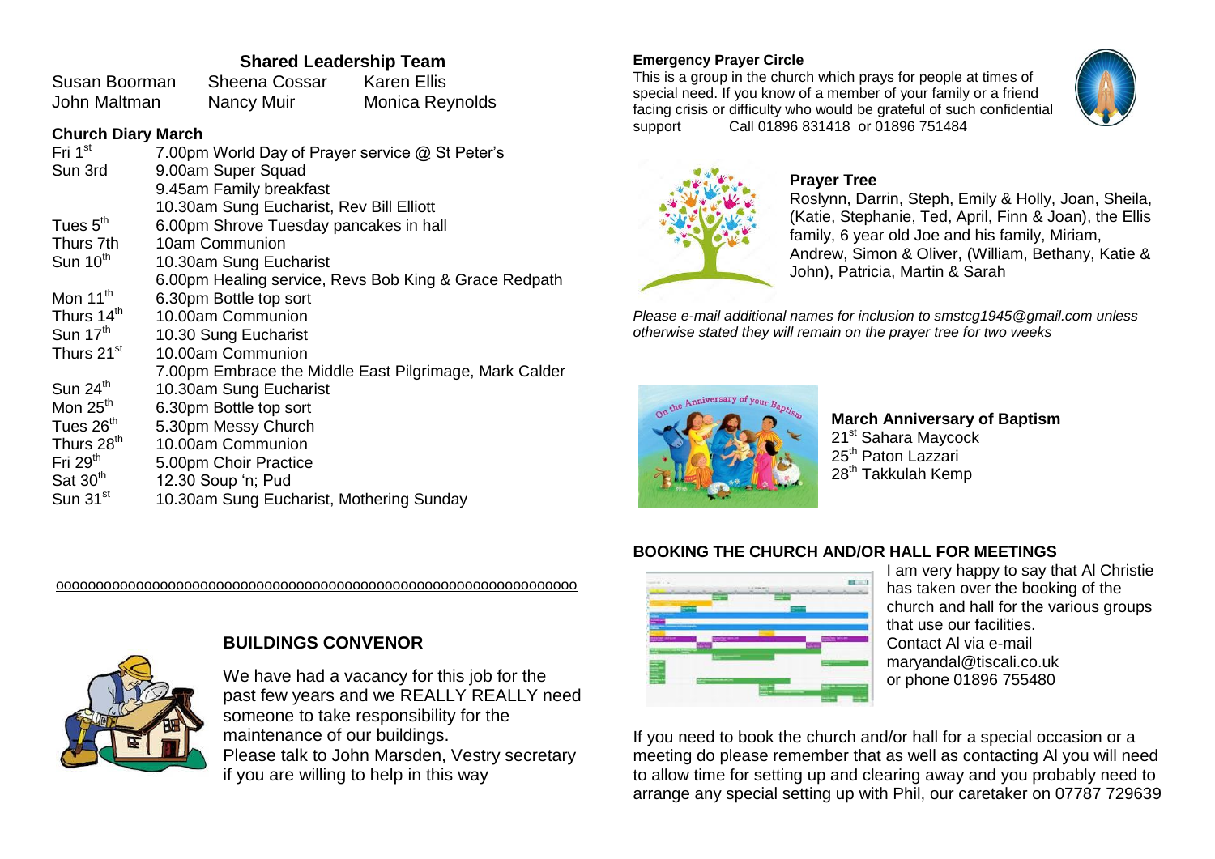## Shared Leadership Team

| | | |
|---|---|---|
| Susan Boorman | Sheena Cossar | Karen Ellis |
| John Maltman | Nancy Muir | Monica Reynolds |

### Church Diary March

| | |
|---|---|
| Fri 1st | 7.00pm World Day of Prayer service @ St Peter's |
| Sun 3rd | 9.00am Super Squad |
| | 9.45am Family breakfast |
| | 10.30am Sung Eucharist, Rev Bill Elliott |
| Tues 5th | 6.00pm Shrove Tuesday pancakes in hall |
| Thurs 7th | 10am Communion |
| Sun 10th | 10.30am Sung Eucharist |
| | 6.00pm Healing service, Revs Bob King & Grace Redpath |
| Mon 11th | 6.30pm Bottle top sort |
| Thurs 14th | 10.00am Communion |
| Sun 17th | 10.30 Sung Eucharist |
| Thurs 21st | 10.00am Communion |
| | 7.00pm Embrace the Middle East Pilgrimage, Mark Calder |
| Sun 24th | 10.30am Sung Eucharist |
| Mon 25th | 6.30pm Bottle top sort |
| Tues 26th | 5.30pm Messy Church |
| Thurs 28th | 10.00am Communion |
| Fri 29th | 5.00pm Choir Practice |
| Sat 30th | 12.30 Soup 'n; Pud |
| Sun 31st | 10.30am Sung Eucharist, Mothering Sunday |

oooooooooooooooooooooooooooooooooooooooooooooooooooooooooooooooo

## BUILDINGS CONVENOR

We have had a vacancy for this job for the past few years and we REALLY REALLY need someone to take responsibility for the maintenance of our buildings.
Please talk to John Marsden, Vestry secretary if you are willing to help in this way

**Emergency Prayer Circle**

This is a group in the church which prays for people at times of special need. If you know of a member of your family or a friend facing crisis or difficulty who would be grateful of such confidential support Call 01896 831418 or 01896 751484

**Prayer Tree**

Roslynn, Darrin, Steph, Emily & Holly, Joan, Sheila, (Katie, Stephanie, Ted, April, Finn & Joan), the Ellis family, 6 year old Joe and his family, Miriam, Andrew, Simon & Oliver, (William, Bethany, Katie & John), Patricia, Martin & Sarah

*Please e-mail additional names for inclusion to smstcg1945@gmail.com unless otherwise stated they will remain on the prayer tree for two weeks*

**March Anniversary of Baptism**

21st Sahara Maycock
25th Paton Lazzari
28th Takkulah Kemp

### BOOKING THE CHURCH AND/OR HALL FOR MEETINGS

I am very happy to say that Al Christie has taken over the booking of the church and hall for the various groups that use our facilities.
Contact Al via e-mail maryandal@tiscali.co.uk or phone 01896 755480

If you need to book the church and/or hall for a special occasion or a meeting do please remember that as well as contacting Al you will need to allow time for setting up and clearing away and you probably need to arrange any special setting up with Phil, our caretaker on 07787 729639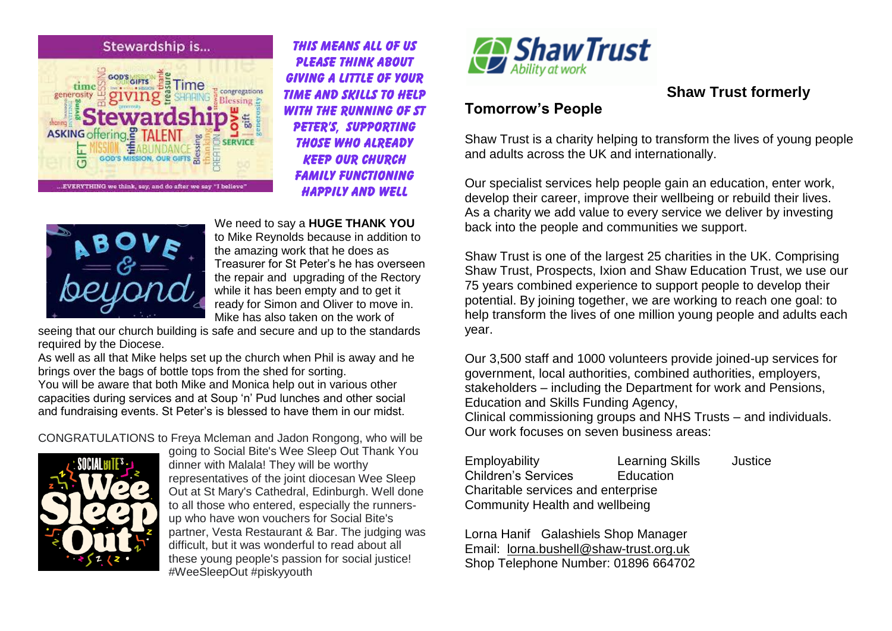**THIS MEANS ALL OF US PLEASE THINK ABOUT GIVING A LITTLE OF YOUR TIME AND SKILLS TO HELP WITH THE RUNNING OF ST PETER'S, SUPPORTING THOSE WHO ALREADY KEEP OUR CHURCH FAMILY FUNCTIONING HAPPILY AND WELL**

We need to say a **HUGE THANK YOU** to Mike Reynolds because in addition to the amazing work that he does as Treasurer for St Peter's he has overseen the repair and upgrading of the Rectory while it has been empty and to get it ready for Simon and Oliver to move in. Mike has also taken on the work of seeing that our church building is safe and secure and up to the standards required by the Diocese.

As well as all that Mike helps set up the church when Phil is away and he brings over the bags of bottle tops from the shed for sorting.

You will be aware that both Mike and Monica help out in various other capacities during services and at Soup 'n' Pud lunches and other social and fundraising events. St Peter's is blessed to have them in our midst.

CONGRATULATIONS to Freya Mcleman and Jadon Rongong, who will be going to Social Bite's Wee Sleep Out Thank You dinner with Malala! They will be worthy representatives of the joint diocesan Wee Sleep Out at St Mary's Cathedral, Edinburgh. Well done to all those who entered, especially the runners-up who have won vouchers for Social Bite's partner, Vesta Restaurant & Bar. The judging was difficult, but it was wonderful to read about all these young people's passion for social justice! #WeeSleepOut #piskyyouth

## Shaw Trust formerly Tomorrow's People

Shaw Trust is a charity helping to transform the lives of young people and adults across the UK and internationally.

Our specialist services help people gain an education, enter work, develop their career, improve their wellbeing or rebuild their lives. As a charity we add value to every service we deliver by investing back into the people and communities we support.

Shaw Trust is one of the largest 25 charities in the UK. Comprising Shaw Trust, Prospects, Ixion and Shaw Education Trust, we use our 75 years combined experience to support people to develop their potential. By joining together, we are working to reach one goal: to help transform the lives of one million young people and adults each year.

Our 3,500 staff and 1000 volunteers provide joined-up services for government, local authorities, combined authorities, employers, stakeholders – including the Department for work and Pensions, Education and Skills Funding Agency,
Clinical commissioning groups and NHS Trusts – and individuals.
Our work focuses on seven business areas:

Employability  Learning Skills  Justice
Children's Services  Education
Charitable services and enterprise
Community Health and wellbeing

Lorna Hanif   Galashiels Shop Manager
Email: lorna.bushell@shaw-trust.org.uk
Shop Telephone Number: 01896 664702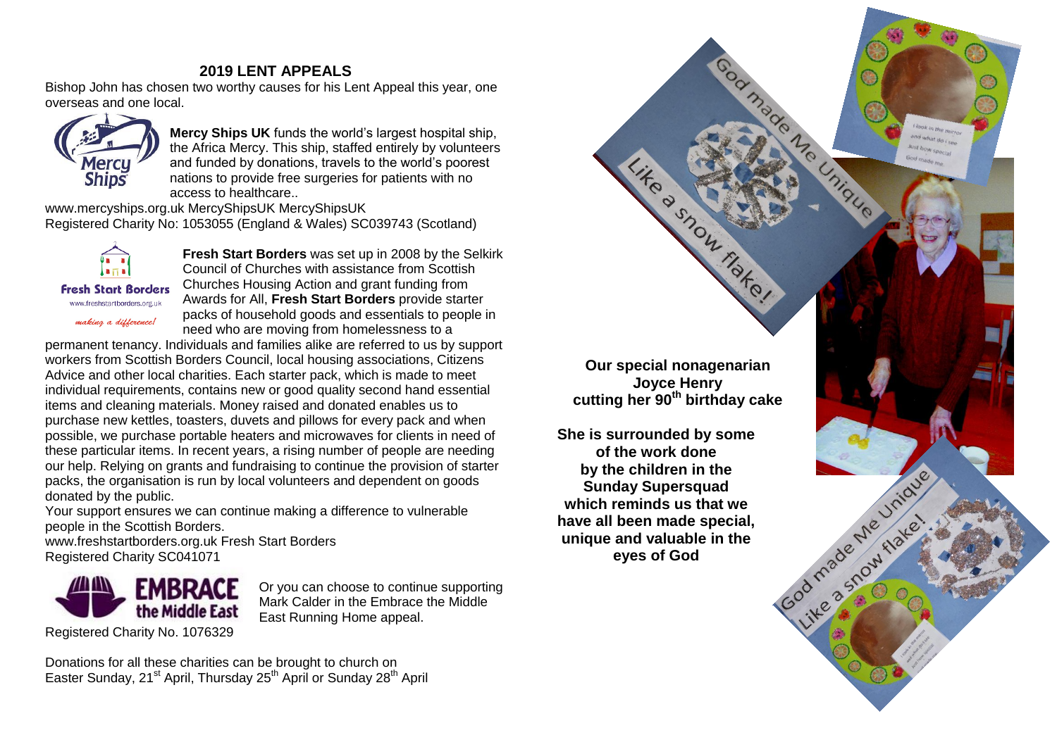## 2019 LENT APPEALS

Bishop John has chosen two worthy causes for his Lent Appeal this year, one overseas and one local.

**Mercy Ships UK** funds the world's largest hospital ship, the Africa Mercy. This ship, staffed entirely by volunteers and funded by donations, travels to the world's poorest nations to provide free surgeries for patients with no access to healthcare..

www.mercyships.org.uk MercyShipsUK MercyShipsUK
Registered Charity No: 1053055 (England & Wales) SC039743 (Scotland)

**Fresh Start Borders** was set up in 2008 by the Selkirk Council of Churches with assistance from Scottish Churches Housing Action and grant funding from Awards for All, **Fresh Start Borders** provide starter packs of household goods and essentials to people in need who are moving from homelessness to a permanent tenancy. Individuals and families alike are referred to us by support workers from Scottish Borders Council, local housing associations, Citizens Advice and other local charities. Each starter pack, which is made to meet individual requirements, contains new or good quality second hand essential items and cleaning materials. Money raised and donated enables us to purchase new kettles, toasters, duvets and pillows for every pack and when possible, we purchase portable heaters and microwaves for clients in need of these particular items. In recent years, a rising number of people are needing our help. Relying on grants and fundraising to continue the provision of starter packs, the organisation is run by local volunteers and dependent on goods donated by the public.

Your support ensures we can continue making a difference to vulnerable people in the Scottish Borders.

www.freshstartborders.org.uk Fresh Start Borders
Registered Charity SC041071

Or you can choose to continue supporting Mark Calder in the Embrace the Middle East Running Home appeal.

Registered Charity No. 1076329

Donations for all these charities can be brought to church on Easter Sunday, 21st April, Thursday 25th April or Sunday 28th April

**Our special nonagenarian Joyce Henry cutting her 90th birthday cake**

**She is surrounded by some of the work done by the children in the Sunday Supersquad which reminds us that we have all been made special, unique and valuable in the eyes of God**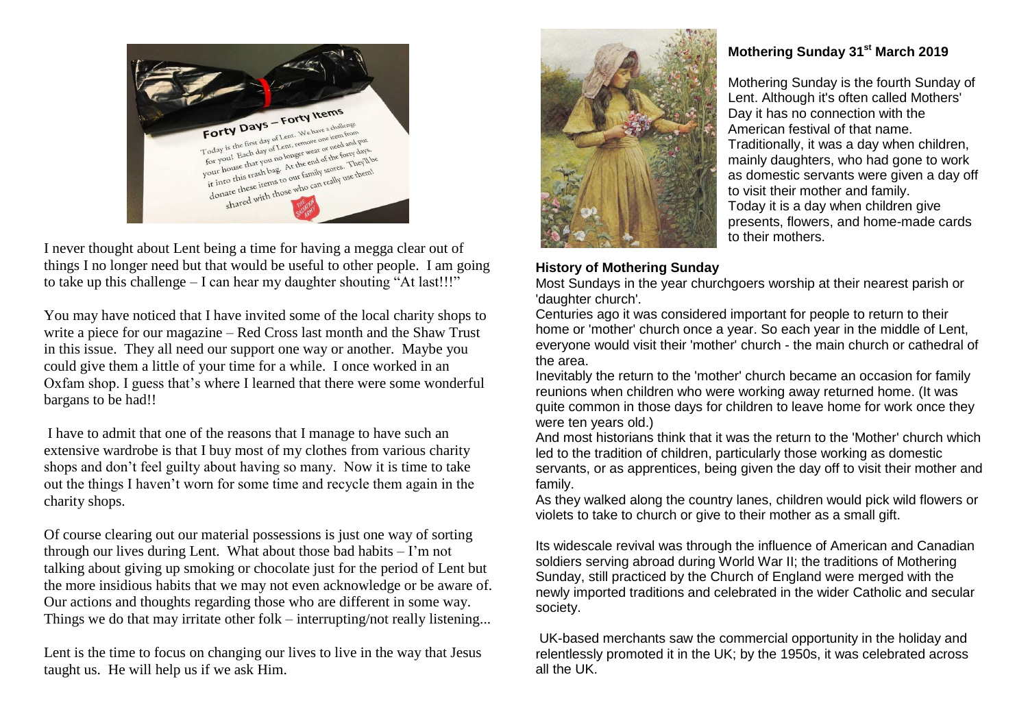I never thought about Lent being a time for having a megga clear out of things I no longer need but that would be useful to other people. I am going to take up this challenge – I can hear my daughter shouting "At last!!!"

You may have noticed that I have invited some of the local charity shops to write a piece for our magazine – Red Cross last month and the Shaw Trust in this issue. They all need our support one way or another. Maybe you could give them a little of your time for a while. I once worked in an Oxfam shop. I guess that's where I learned that there were some wonderful bargans to be had!!

I have to admit that one of the reasons that I manage to have such an extensive wardrobe is that I buy most of my clothes from various charity shops and don't feel guilty about having so many. Now it is time to take out the things I haven't worn for some time and recycle them again in the charity shops.

Of course clearing out our material possessions is just one way of sorting through our lives during Lent. What about those bad habits – I'm not talking about giving up smoking or chocolate just for the period of Lent but the more insidious habits that we may not even acknowledge or be aware of. Our actions and thoughts regarding those who are different in some way. Things we do that may irritate other folk – interrupting/not really listening...

Lent is the time to focus on changing our lives to live in the way that Jesus taught us. He will help us if we ask Him.

## Mothering Sunday 31st March 2019

Mothering Sunday is the fourth Sunday of Lent. Although it's often called Mothers' Day it has no connection with the American festival of that name. Traditionally, it was a day when children, mainly daughters, who had gone to work as domestic servants were given a day off to visit their mother and family.
Today it is a day when children give presents, flowers, and home-made cards to their mothers.

### History of Mothering Sunday

Most Sundays in the year churchgoers worship at their nearest parish or 'daughter church'.
Centuries ago it was considered important for people to return to their home or 'mother' church once a year. So each year in the middle of Lent, everyone would visit their 'mother' church - the main church or cathedral of the area.
Inevitably the return to the 'mother' church became an occasion for family reunions when children who were working away returned home. (It was quite common in those days for children to leave home for work once they were ten years old.)
And most historians think that it was the return to the 'Mother' church which led to the tradition of children, particularly those working as domestic servants, or as apprentices, being given the day off to visit their mother and family.
As they walked along the country lanes, children would pick wild flowers or violets to take to church or give to their mother as a small gift.

Its widescale revival was through the influence of American and Canadian soldiers serving abroad during World War II; the traditions of Mothering Sunday, still practiced by the Church of England were merged with the newly imported traditions and celebrated in the wider Catholic and secular society.

UK-based merchants saw the commercial opportunity in the holiday and relentlessly promoted it in the UK; by the 1950s, it was celebrated across all the UK.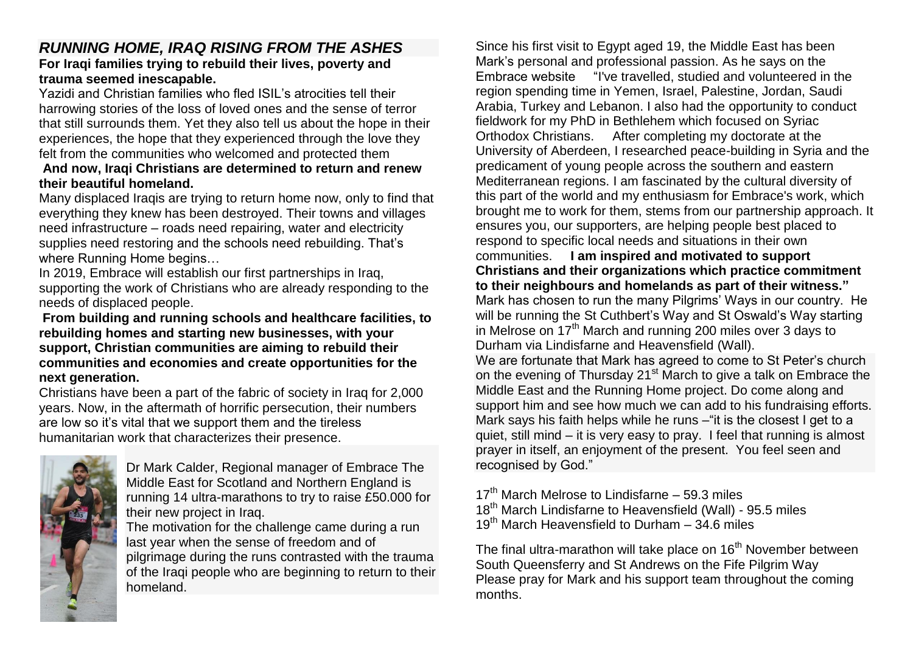## *RUNNING HOME, IRAQ RISING FROM THE ASHES*

**For Iraqi families trying to rebuild their lives, poverty and trauma seemed inescapable.**

Yazidi and Christian families who fled ISIL's atrocities tell their harrowing stories of the loss of loved ones and the sense of terror that still surrounds them. Yet they also tell us about the hope in their experiences, the hope that they experienced through the love they felt from the communities who welcomed and protected them

**And now, Iraqi Christians are determined to return and renew their beautiful homeland.**

Many displaced Iraqis are trying to return home now, only to find that everything they knew has been destroyed. Their towns and villages need infrastructure – roads need repairing, water and electricity supplies need restoring and the schools need rebuilding. That's where Running Home begins…

In 2019, Embrace will establish our first partnerships in Iraq, supporting the work of Christians who are already responding to the needs of displaced people.

**From building and running schools and healthcare facilities, to rebuilding homes and starting new businesses, with your support, Christian communities are aiming to rebuild their communities and economies and create opportunities for the next generation.**

Christians have been a part of the fabric of society in Iraq for 2,000 years. Now, in the aftermath of horrific persecution, their numbers are low so it's vital that we support them and the tireless humanitarian work that characterizes their presence.

Dr Mark Calder, Regional manager of Embrace The Middle East for Scotland and Northern England is running 14 ultra-marathons to try to raise £50.000 for their new project in Iraq.

The motivation for the challenge came during a run last year when the sense of freedom and of pilgrimage during the runs contrasted with the trauma of the Iraqi people who are beginning to return to their homeland.

Since his first visit to Egypt aged 19, the Middle East has been Mark's personal and professional passion. As he says on the Embrace website "I've travelled, studied and volunteered in the region spending time in Yemen, Israel, Palestine, Jordan, Saudi Arabia, Turkey and Lebanon. I also had the opportunity to conduct fieldwork for my PhD in Bethlehem which focused on Syriac Orthodox Christians. After completing my doctorate at the University of Aberdeen, I researched peace-building in Syria and the predicament of young people across the southern and eastern Mediterranean regions. I am fascinated by the cultural diversity of this part of the world and my enthusiasm for Embrace's work, which brought me to work for them, stems from our partnership approach. It ensures you, our supporters, are helping people best placed to respond to specific local needs and situations in their own communities. **I am inspired and motivated to support Christians and their organizations which practice commitment to their neighbours and homelands as part of their witness."**

Mark has chosen to run the many Pilgrims' Ways in our country. He will be running the St Cuthbert's Way and St Oswald's Way starting in Melrose on 17th March and running 200 miles over 3 days to Durham via Lindisfarne and Heavensfield (Wall).

We are fortunate that Mark has agreed to come to St Peter's church on the evening of Thursday 21st March to give a talk on Embrace the Middle East and the Running Home project. Do come along and support him and see how much we can add to his fundraising efforts. Mark says his faith helps while he runs –"it is the closest I get to a quiet, still mind – it is very easy to pray. I feel that running is almost prayer in itself, an enjoyment of the present. You feel seen and recognised by God."

17th March Melrose to Lindisfarne – 59.3 miles
18th March Lindisfarne to Heavensfield (Wall) - 95.5 miles
19th March Heavensfield to Durham – 34.6 miles

The final ultra-marathon will take place on 16th November between South Queensferry and St Andrews on the Fife Pilgrim Way
Please pray for Mark and his support team throughout the coming months.